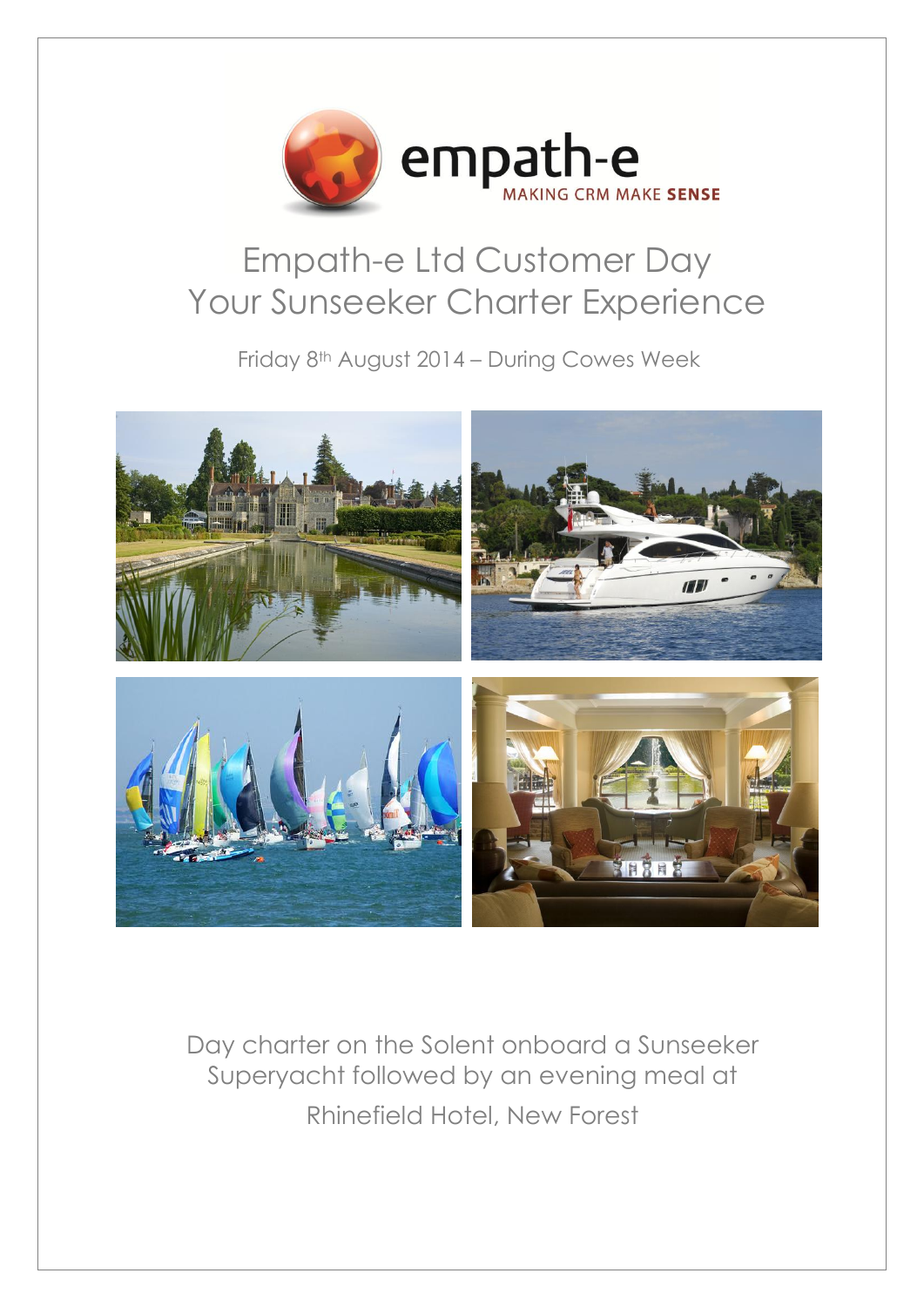empath-e
MAKING CRM MAKE **SENSE**

# Empath-e Ltd Customer Day
# Your Sunseeker Charter Experience

Friday 8th August 2014 – During Cowes Week

Day charter on the Solent onboard a Sunseeker Superyacht followed by an evening meal at Rhinefield Hotel, New Forest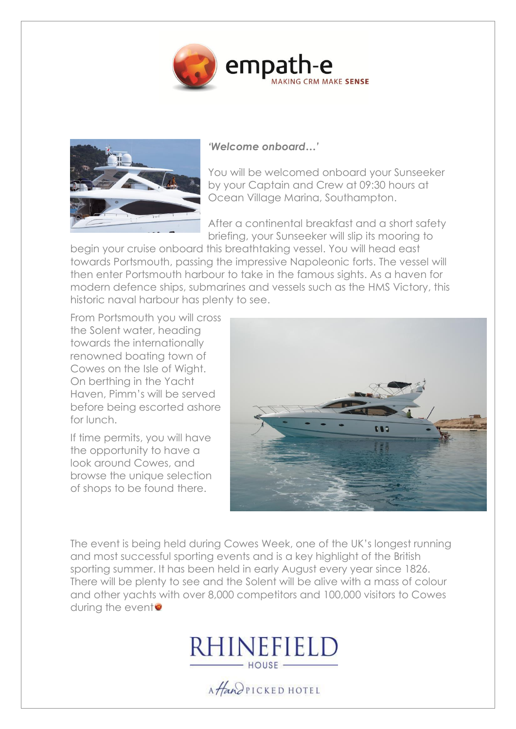empath-e

MAKING CRM MAKE **SENSE**

***'Welcome onboard…'***

You will be welcomed onboard your Sunseeker by your Captain and Crew at 09:30 hours at Ocean Village Marina, Southampton.

After a continental breakfast and a short safety briefing, your Sunseeker will slip its mooring to begin your cruise onboard this breathtaking vessel. You will head east towards Portsmouth, passing the impressive Napoleonic forts. The vessel will then enter Portsmouth harbour to take in the famous sights. As a haven for modern defence ships, submarines and vessels such as the HMS Victory, this historic naval harbour has plenty to see.

From Portsmouth you will cross the Solent water, heading towards the internationally renowned boating town of Cowes on the Isle of Wight. On berthing in the Yacht Haven, Pimm's will be served before being escorted ashore for lunch.

If time permits, you will have the opportunity to have a look around Cowes, and browse the unique selection of shops to be found there.

The event is being held during Cowes Week, one of the UK's longest running and most successful sporting events and is a key highlight of the British sporting summer. It has been held in early August every year since 1826. There will be plenty to see and the Solent will be alive with a mass of colour and other yachts with over 8,000 competitors and 100,000 visitors to Cowes during the event

RHINEFIELD HOUSE

A HAND PICKED HOTEL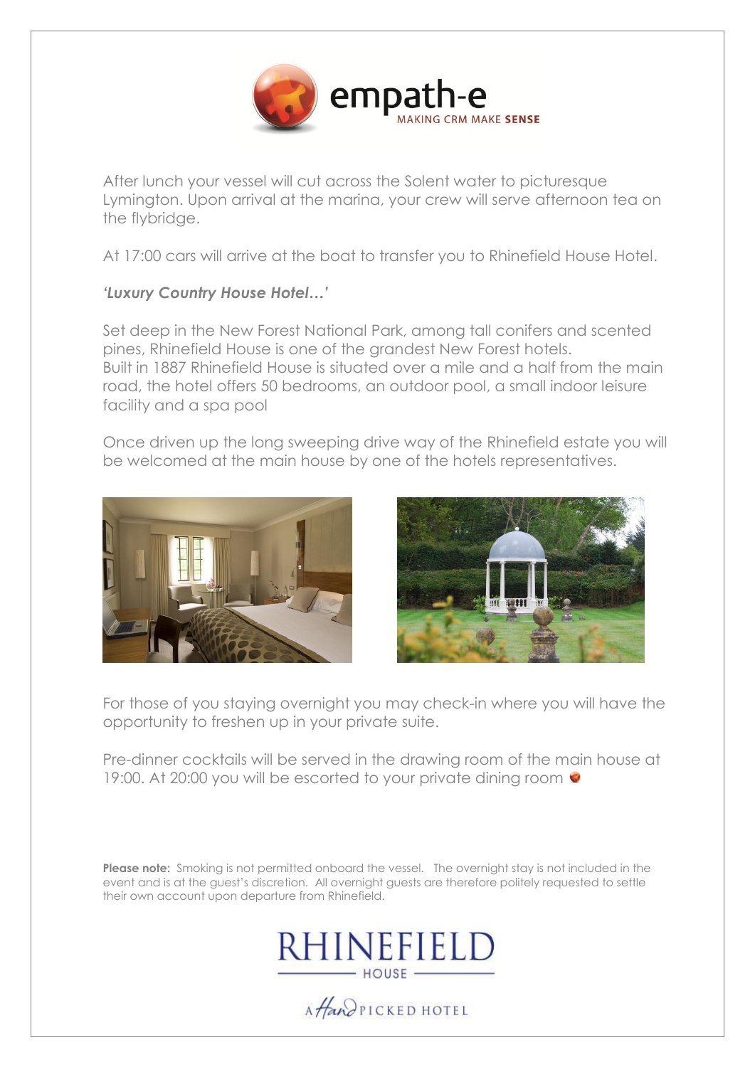After lunch your vessel will cut across the Solent water to picturesque Lymington. Upon arrival at the marina, your crew will serve afternoon tea on the flybridge.

At 17:00 cars will arrive at the boat to transfer you to Rhinefield House Hotel.

***'Luxury Country House Hotel…'***

Set deep in the New Forest National Park, among tall conifers and scented pines, Rhinefield House is one of the grandest New Forest hotels.
Built in 1887 Rhinefield House is situated over a mile and a half from the main road, the hotel offers 50 bedrooms, an outdoor pool, a small indoor leisure facility and a spa pool

Once driven up the long sweeping drive way of the Rhinefield estate you will be welcomed at the main house by one of the hotels representatives.

For those of you staying overnight you may check-in where you will have the opportunity to freshen up in your private suite.

Pre-dinner cocktails will be served in the drawing room of the main house at 19:00. At 20:00 you will be escorted to your private dining room

**Please note:** Smoking is not permitted onboard the vessel. The overnight stay is not included in the event and is at the guest's discretion. All overnight guests are therefore politely requested to settle their own account upon departure from Rhinefield.

RHINEFIELD HOUSE

A HandPICKED HOTEL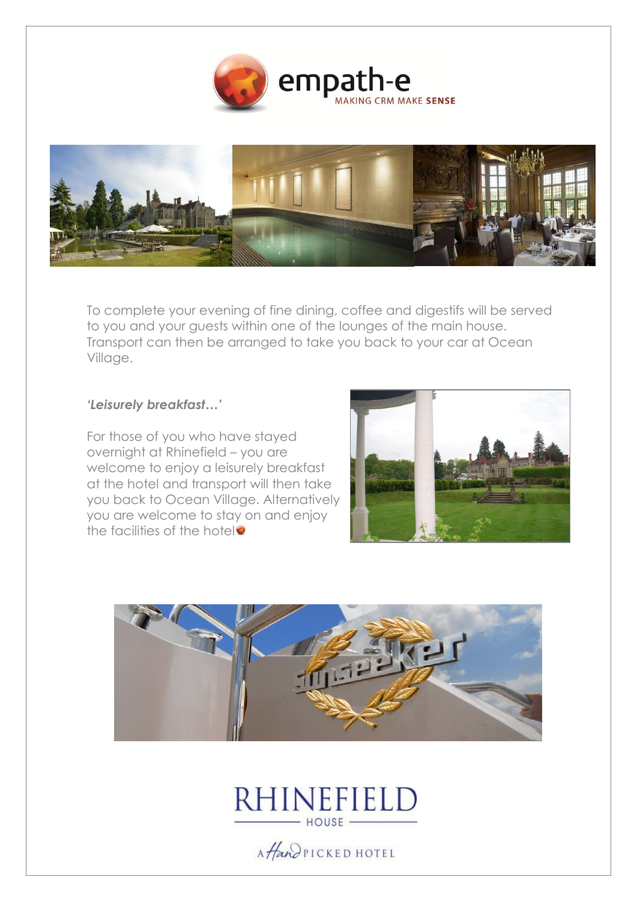empath-e

MAKING CRM MAKE SENSE

To complete your evening of fine dining, coffee and digestifs will be served to you and your guests within one of the lounges of the main house. Transport can then be arranged to take you back to your car at Ocean Village.

***'Leisurely breakfast…'***

For those of you who have stayed overnight at Rhinefield – you are welcome to enjoy a leisurely breakfast at the hotel and transport will then take you back to Ocean Village. Alternatively you are welcome to stay on and enjoy the facilities of the hotel

RHINEFIELD HOUSE

A Hand PICKED HOTEL